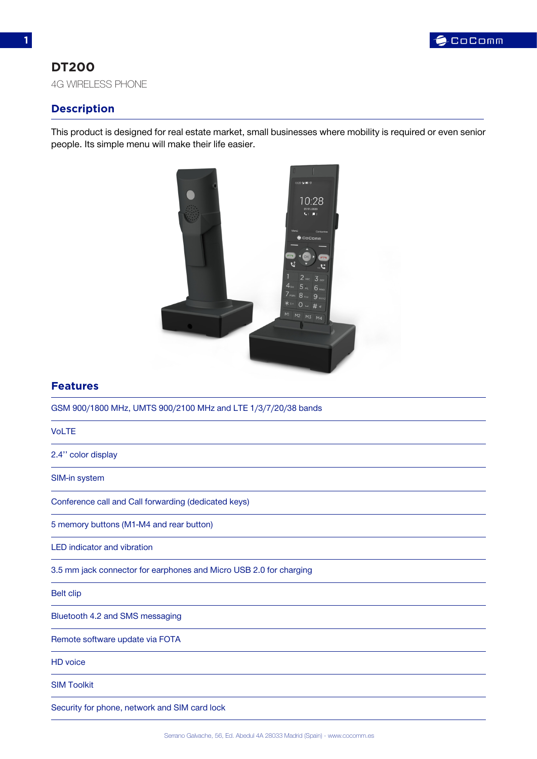# DT200

4G WIRELESS PHONE

## Description

This product is designed for real estate market, small businesses where mobility is required or even senior people. Its simple menu will make their life easier.

## Features

- GSM 900/1800 MHz, UMTS 900/2100 MHz and LTE 1/3/7/20/38 bands
- VoLTE
- 2.4'' color display
- SIM-in system
- Conference call and Call forwarding (dedicated keys)
- 5 memory buttons (M1-M4 and rear button)
- LED indicator and vibration
- 3.5 mm jack connector for earphones and Micro USB 2.0 for charging
- Belt clip
- Bluetooth 4.2 and SMS messaging
- Remote software update via FOTA
- HD voice
- SIM Toolkit
- Security for phone, network and SIM card lock

Serrano Galvache, 56, Ed. Abedul 4A 28033 Madrid (Spain) - www.cocomm.es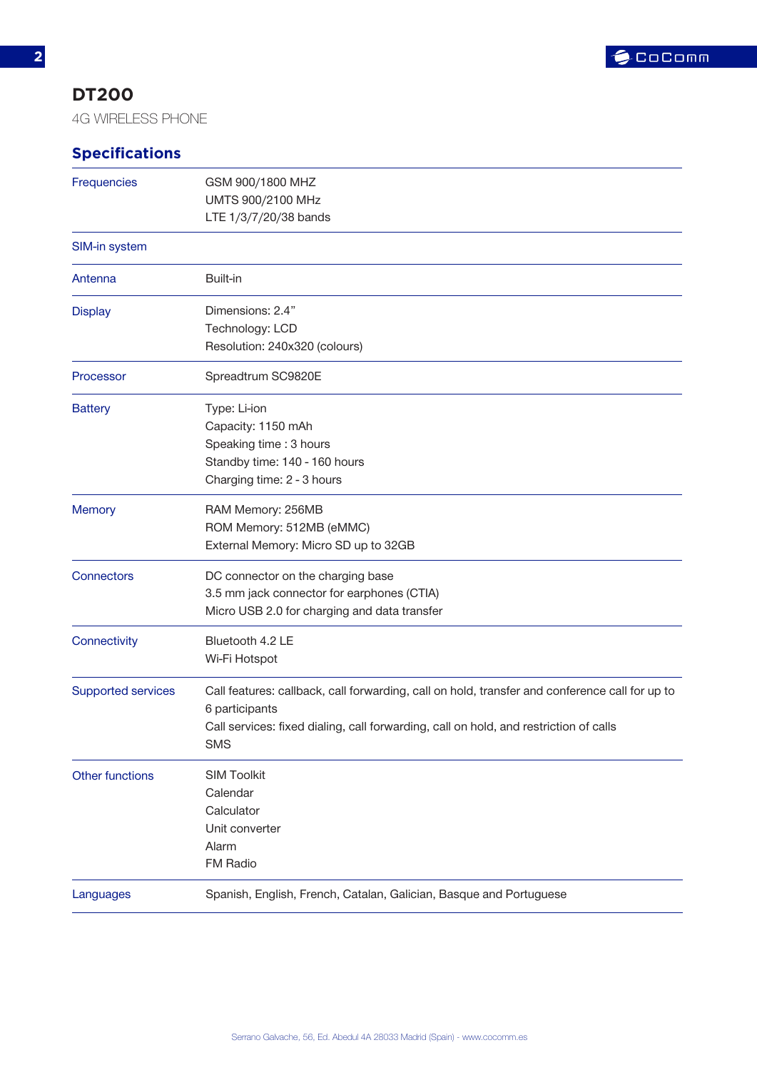# DT200

4G WIRELESS PHONE

## Specifications

| | |
|---|---|
| Frequencies | GSM 900/1800 MHZ<br>UMTS 900/2100 MHz<br>LTE 1/3/7/20/38 bands |
| SIM-in system | |
| Antenna | Built-in |
| Display | Dimensions: 2.4”<br>Technology: LCD<br>Resolution: 240x320 (colours) |
| Processor | Spreadtrum SC9820E |
| Battery | Type: Li-ion<br>Capacity: 1150 mAh<br>Speaking time : 3 hours<br>Standby time: 140 - 160 hours<br>Charging time: 2 - 3 hours |
| Memory | RAM Memory: 256MB<br>ROM Memory: 512MB (eMMC)<br>External Memory: Micro SD up to 32GB |
| Connectors | DC connector on the charging base<br>3.5 mm jack connector for earphones (CTIA)<br>Micro USB 2.0 for charging and data transfer |
| Connectivity | Bluetooth 4.2 LE<br>Wi-Fi Hotspot |
| Supported services | Call features: callback, call forwarding, call on hold, transfer and conference call for up to 6 participants<br>Call services: fixed dialing, call forwarding, call on hold, and restriction of calls<br>SMS |
| Other functions | SIM Toolkit<br>Calendar<br>Calculator<br>Unit converter<br>Alarm<br>FM Radio |
| Languages | Spanish, English, French, Catalan, Galician, Basque and Portuguese |

Serrano Galvache, 56, Ed. Abedul 4A 28033 Madrid (Spain) - www.cocomm.es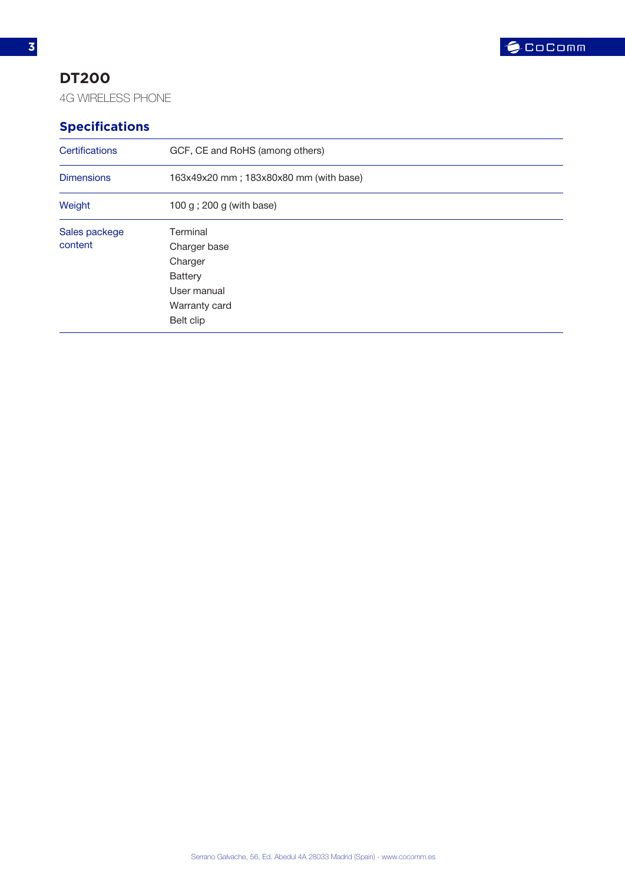# DT200

4G WIRELESS PHONE

## Specifications

| | |
|---|---|
| Certifications | GCF, CE and RoHS (among others) |
| Dimensions | 163x49x20 mm ; 183x80x80 mm (with base) |
| Weight | 100 g ; 200 g (with base) |
| Sales packege content | Terminal<br>Charger base<br>Charger<br>Battery<br>User manual<br>Warranty card<br>Belt clip |